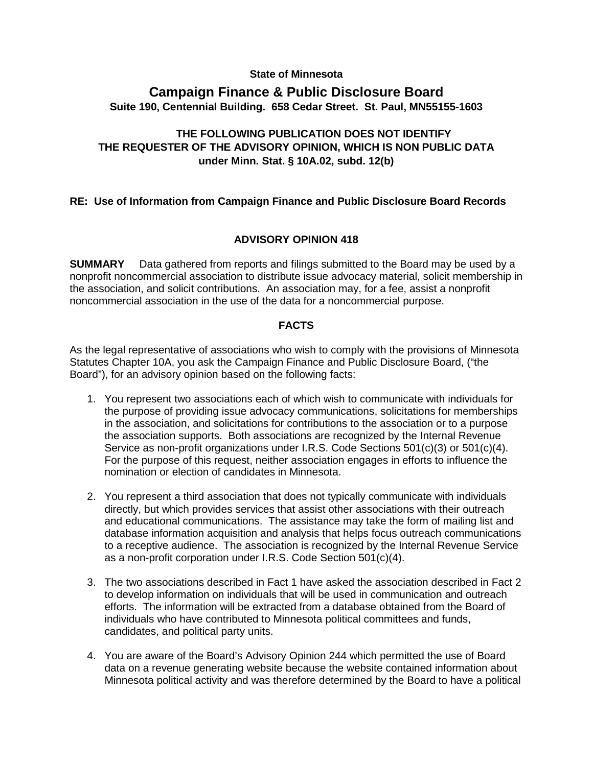**State of Minnesota**

# Campaign Finance & Public Disclosure Board

**Suite 190, Centennial Building. 658 Cedar Street. St. Paul, MN55155-1603**

**THE FOLLOWING PUBLICATION DOES NOT IDENTIFY THE REQUESTER OF THE ADVISORY OPINION, WHICH IS NON PUBLIC DATA under Minn. Stat. § 10A.02, subd. 12(b)**

**RE: Use of Information from Campaign Finance and Public Disclosure Board Records**

## ADVISORY OPINION 418

**SUMMARY** Data gathered from reports and filings submitted to the Board may be used by a nonprofit noncommercial association to distribute issue advocacy material, solicit membership in the association, and solicit contributions. An association may, for a fee, assist a nonprofit noncommercial association in the use of the data for a noncommercial purpose.

## FACTS

As the legal representative of associations who wish to comply with the provisions of Minnesota Statutes Chapter 10A, you ask the Campaign Finance and Public Disclosure Board, ("the Board"), for an advisory opinion based on the following facts:

1. You represent two associations each of which wish to communicate with individuals for the purpose of providing issue advocacy communications, solicitations for memberships in the association, and solicitations for contributions to the association or to a purpose the association supports. Both associations are recognized by the Internal Revenue Service as non-profit organizations under I.R.S. Code Sections 501(c)(3) or 501(c)(4). For the purpose of this request, neither association engages in efforts to influence the nomination or election of candidates in Minnesota.

2. You represent a third association that does not typically communicate with individuals directly, but which provides services that assist other associations with their outreach and educational communications. The assistance may take the form of mailing list and database information acquisition and analysis that helps focus outreach communications to a receptive audience. The association is recognized by the Internal Revenue Service as a non-profit corporation under I.R.S. Code Section 501(c)(4).

3. The two associations described in Fact 1 have asked the association described in Fact 2 to develop information on individuals that will be used in communication and outreach efforts. The information will be extracted from a database obtained from the Board of individuals who have contributed to Minnesota political committees and funds, candidates, and political party units.

4. You are aware of the Board's Advisory Opinion 244 which permitted the use of Board data on a revenue generating website because the website contained information about Minnesota political activity and was therefore determined by the Board to have a political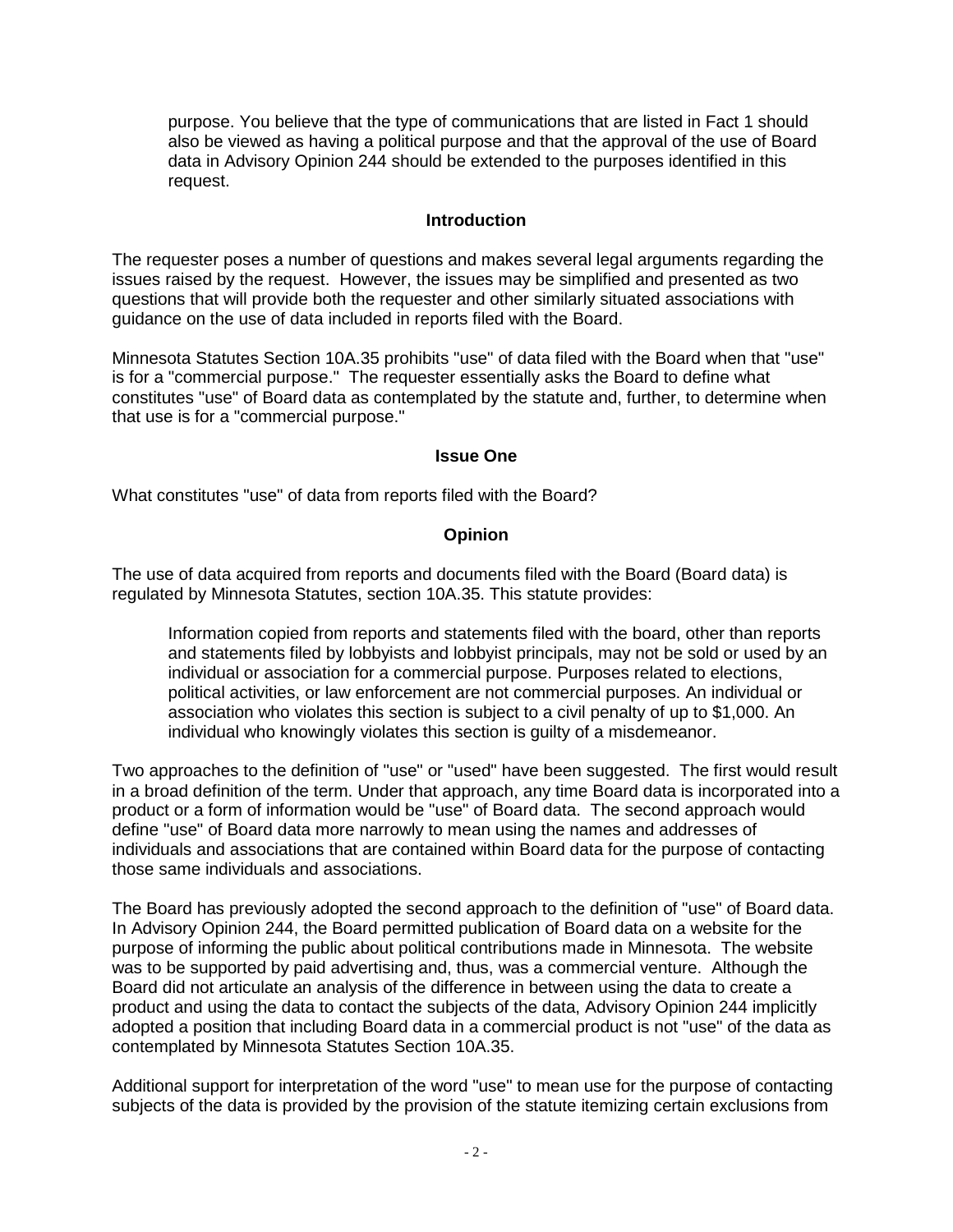purpose. You believe that the type of communications that are listed in Fact 1 should also be viewed as having a political purpose and that the approval of the use of Board data in Advisory Opinion 244 should be extended to the purposes identified in this request.

### Introduction

The requester poses a number of questions and makes several legal arguments regarding the issues raised by the request. However, the issues may be simplified and presented as two questions that will provide both the requester and other similarly situated associations with guidance on the use of data included in reports filed with the Board.

Minnesota Statutes Section 10A.35 prohibits "use" of data filed with the Board when that "use" is for a "commercial purpose." The requester essentially asks the Board to define what constitutes "use" of Board data as contemplated by the statute and, further, to determine when that use is for a "commercial purpose."

### Issue One

What constitutes "use" of data from reports filed with the Board?

### Opinion

The use of data acquired from reports and documents filed with the Board (Board data) is regulated by Minnesota Statutes, section 10A.35. This statute provides:

> Information copied from reports and statements filed with the board, other than reports and statements filed by lobbyists and lobbyist principals, may not be sold or used by an individual or association for a commercial purpose. Purposes related to elections, political activities, or law enforcement are not commercial purposes. An individual or association who violates this section is subject to a civil penalty of up to $1,000. An individual who knowingly violates this section is guilty of a misdemeanor.

Two approaches to the definition of "use" or "used" have been suggested. The first would result in a broad definition of the term. Under that approach, any time Board data is incorporated into a product or a form of information would be "use" of Board data. The second approach would define "use" of Board data more narrowly to mean using the names and addresses of individuals and associations that are contained within Board data for the purpose of contacting those same individuals and associations.

The Board has previously adopted the second approach to the definition of "use" of Board data. In Advisory Opinion 244, the Board permitted publication of Board data on a website for the purpose of informing the public about political contributions made in Minnesota. The website was to be supported by paid advertising and, thus, was a commercial venture. Although the Board did not articulate an analysis of the difference in between using the data to create a product and using the data to contact the subjects of the data, Advisory Opinion 244 implicitly adopted a position that including Board data in a commercial product is not "use" of the data as contemplated by Minnesota Statutes Section 10A.35.

Additional support for interpretation of the word "use" to mean use for the purpose of contacting subjects of the data is provided by the provision of the statute itemizing certain exclusions from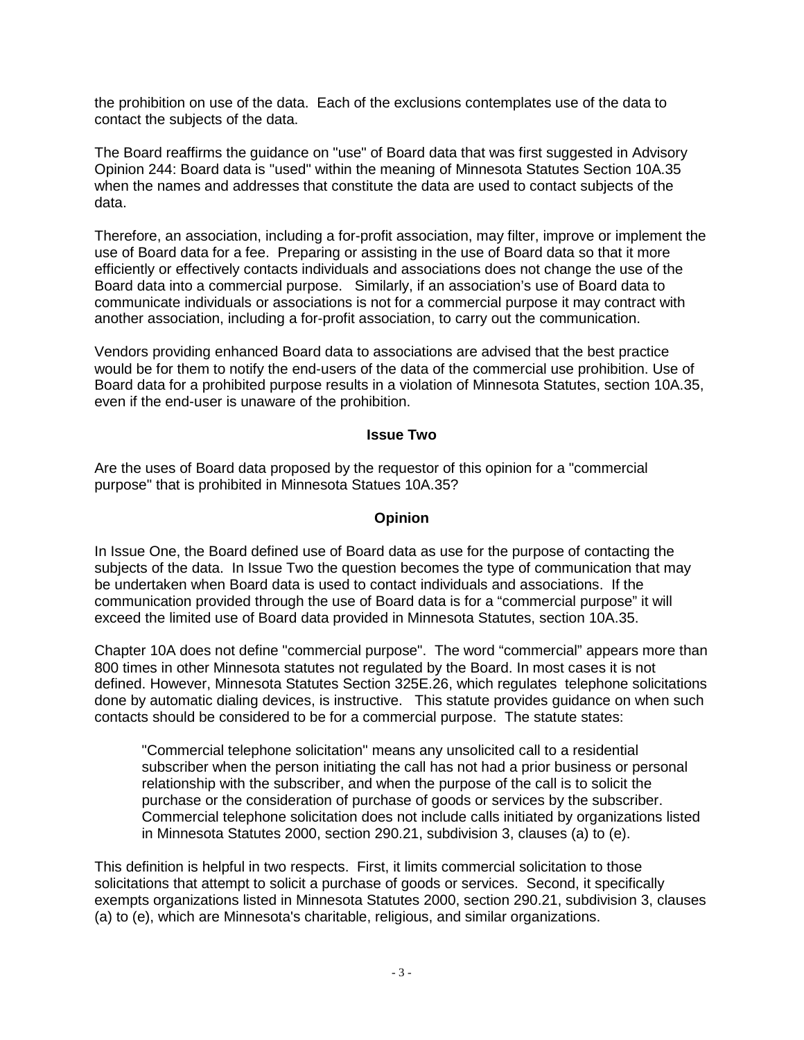the prohibition on use of the data. Each of the exclusions contemplates use of the data to contact the subjects of the data.

The Board reaffirms the guidance on "use" of Board data that was first suggested in Advisory Opinion 244: Board data is "used" within the meaning of Minnesota Statutes Section 10A.35 when the names and addresses that constitute the data are used to contact subjects of the data.

Therefore, an association, including a for-profit association, may filter, improve or implement the use of Board data for a fee. Preparing or assisting in the use of Board data so that it more efficiently or effectively contacts individuals and associations does not change the use of the Board data into a commercial purpose. Similarly, if an association's use of Board data to communicate individuals or associations is not for a commercial purpose it may contract with another association, including a for-profit association, to carry out the communication.

Vendors providing enhanced Board data to associations are advised that the best practice would be for them to notify the end-users of the data of the commercial use prohibition. Use of Board data for a prohibited purpose results in a violation of Minnesota Statutes, section 10A.35, even if the end-user is unaware of the prohibition.

**Issue Two**

Are the uses of Board data proposed by the requestor of this opinion for a "commercial purpose" that is prohibited in Minnesota Statues 10A.35?

**Opinion**

In Issue One, the Board defined use of Board data as use for the purpose of contacting the subjects of the data. In Issue Two the question becomes the type of communication that may be undertaken when Board data is used to contact individuals and associations. If the communication provided through the use of Board data is for a "commercial purpose" it will exceed the limited use of Board data provided in Minnesota Statutes, section 10A.35.

Chapter 10A does not define "commercial purpose". The word "commercial" appears more than 800 times in other Minnesota statutes not regulated by the Board. In most cases it is not defined. However, Minnesota Statutes Section 325E.26, which regulates telephone solicitations done by automatic dialing devices, is instructive. This statute provides guidance on when such contacts should be considered to be for a commercial purpose. The statute states:

> "Commercial telephone solicitation" means any unsolicited call to a residential subscriber when the person initiating the call has not had a prior business or personal relationship with the subscriber, and when the purpose of the call is to solicit the purchase or the consideration of purchase of goods or services by the subscriber. Commercial telephone solicitation does not include calls initiated by organizations listed in Minnesota Statutes 2000, section 290.21, subdivision 3, clauses (a) to (e).

This definition is helpful in two respects. First, it limits commercial solicitation to those solicitations that attempt to solicit a purchase of goods or services. Second, it specifically exempts organizations listed in Minnesota Statutes 2000, section 290.21, subdivision 3, clauses (a) to (e), which are Minnesota's charitable, religious, and similar organizations.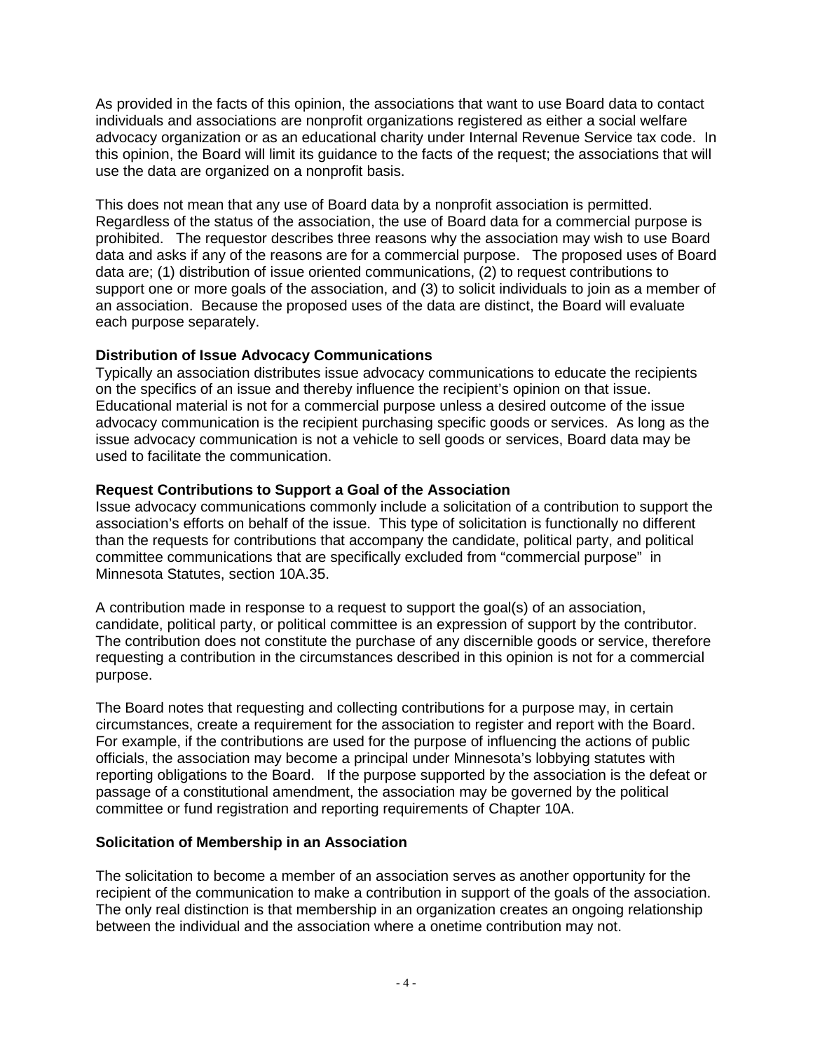As provided in the facts of this opinion, the associations that want to use Board data to contact individuals and associations are nonprofit organizations registered as either a social welfare advocacy organization or as an educational charity under Internal Revenue Service tax code. In this opinion, the Board will limit its guidance to the facts of the request; the associations that will use the data are organized on a nonprofit basis.

This does not mean that any use of Board data by a nonprofit association is permitted. Regardless of the status of the association, the use of Board data for a commercial purpose is prohibited. The requestor describes three reasons why the association may wish to use Board data and asks if any of the reasons are for a commercial purpose. The proposed uses of Board data are; (1) distribution of issue oriented communications, (2) to request contributions to support one or more goals of the association, and (3) to solicit individuals to join as a member of an association. Because the proposed uses of the data are distinct, the Board will evaluate each purpose separately.

**Distribution of Issue Advocacy Communications**

Typically an association distributes issue advocacy communications to educate the recipients on the specifics of an issue and thereby influence the recipient's opinion on that issue. Educational material is not for a commercial purpose unless a desired outcome of the issue advocacy communication is the recipient purchasing specific goods or services. As long as the issue advocacy communication is not a vehicle to sell goods or services, Board data may be used to facilitate the communication.

**Request Contributions to Support a Goal of the Association**

Issue advocacy communications commonly include a solicitation of a contribution to support the association's efforts on behalf of the issue. This type of solicitation is functionally no different than the requests for contributions that accompany the candidate, political party, and political committee communications that are specifically excluded from "commercial purpose" in Minnesota Statutes, section 10A.35.

A contribution made in response to a request to support the goal(s) of an association, candidate, political party, or political committee is an expression of support by the contributor. The contribution does not constitute the purchase of any discernible goods or service, therefore requesting a contribution in the circumstances described in this opinion is not for a commercial purpose.

The Board notes that requesting and collecting contributions for a purpose may, in certain circumstances, create a requirement for the association to register and report with the Board. For example, if the contributions are used for the purpose of influencing the actions of public officials, the association may become a principal under Minnesota's lobbying statutes with reporting obligations to the Board. If the purpose supported by the association is the defeat or passage of a constitutional amendment, the association may be governed by the political committee or fund registration and reporting requirements of Chapter 10A.

**Solicitation of Membership in an Association**

The solicitation to become a member of an association serves as another opportunity for the recipient of the communication to make a contribution in support of the goals of the association. The only real distinction is that membership in an organization creates an ongoing relationship between the individual and the association where a onetime contribution may not.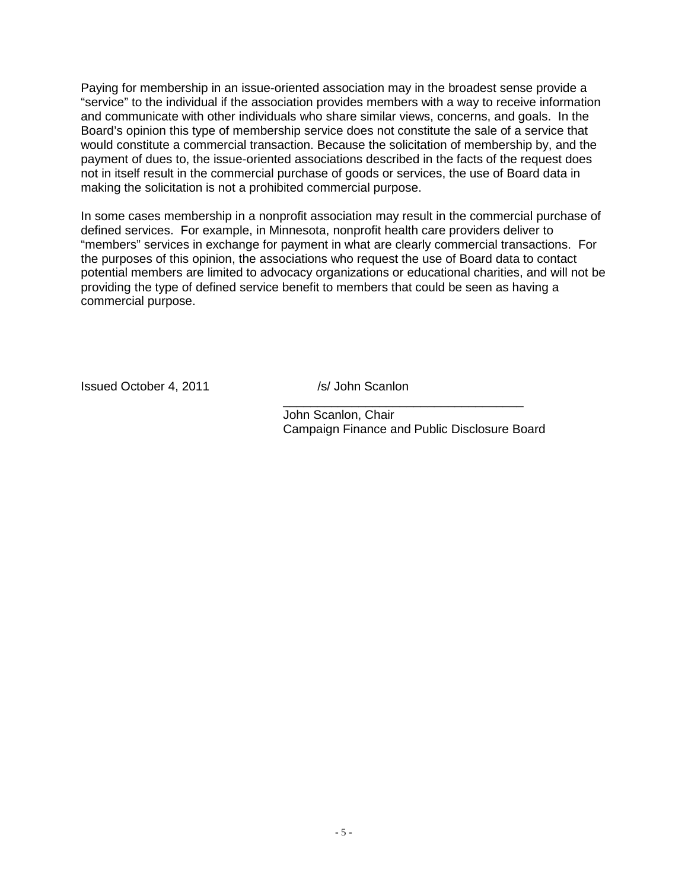Paying for membership in an issue-oriented association may in the broadest sense provide a "service" to the individual if the association provides members with a way to receive information and communicate with other individuals who share similar views, concerns, and goals. In the Board's opinion this type of membership service does not constitute the sale of a service that would constitute a commercial transaction. Because the solicitation of membership by, and the payment of dues to, the issue-oriented associations described in the facts of the request does not in itself result in the commercial purchase of goods or services, the use of Board data in making the solicitation is not a prohibited commercial purpose.

In some cases membership in a nonprofit association may result in the commercial purchase of defined services. For example, in Minnesota, nonprofit health care providers deliver to "members" services in exchange for payment in what are clearly commercial transactions. For the purposes of this opinion, the associations who request the use of Board data to contact potential members are limited to advocacy organizations or educational charities, and will not be providing the type of defined service benefit to members that could be seen as having a commercial purpose.

Issued October 4, 2011

/s/ John Scanlon

___________________________________

John Scanlon, Chair
Campaign Finance and Public Disclosure Board